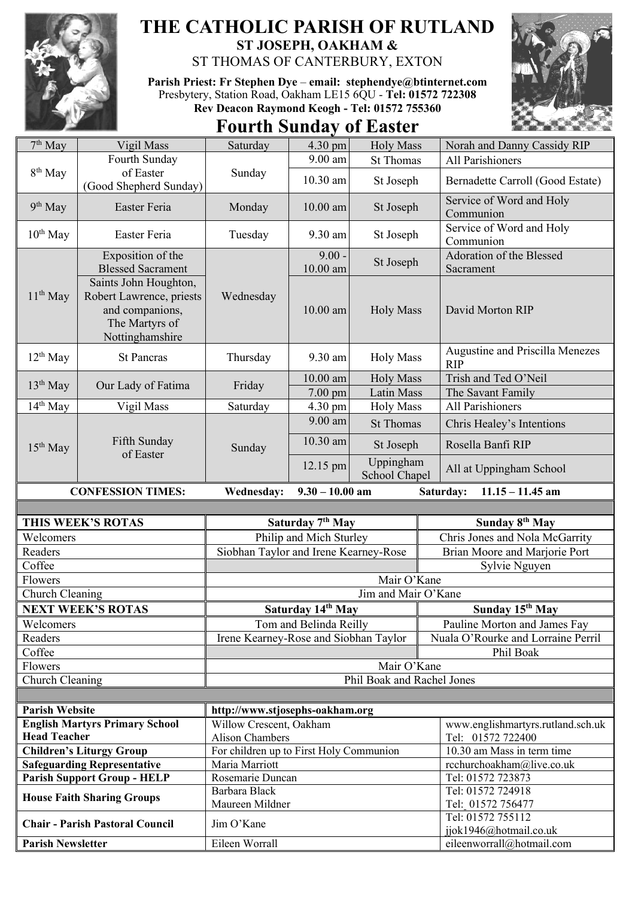# THE CATHOLIC PARISH OF RUTLAND

## ST JOSEPH, OAKHAM &

ST THOMAS OF CANTERBURY, EXTON

**Parish Priest: Fr Stephen Dye – email: stephendye@btinternet.com**
Presbytery, Station Road, Oakham LE15 6QU - **Tel: 01572 722308**
**Rev Deacon Raymond Keogh - Tel: 01572 755360**

## Fourth Sunday of Easter

| Date | Celebration | Day | Time | Service/Place | Intention |
|---|---|---|---|---|---|
| 7th May | Vigil Mass | Saturday | 4.30 pm | Holy Mass | Norah and Danny Cassidy RIP |
| 8th May | Fourth Sunday of Easter (Good Shepherd Sunday) | Sunday | 9.00 am | St Thomas | All Parishioners |
| | | | 10.30 am | St Joseph | Bernadette Carroll (Good Estate) |
| 9th May | Easter Feria | Monday | 10.00 am | St Joseph | Service of Word and Holy Communion |
| 10th May | Easter Feria | Tuesday | 9.30 am | St Joseph | Service of Word and Holy Communion |
| 11th May | Exposition of the Blessed Sacrament | Wednesday | 9.00 - 10.00 am | St Joseph | Adoration of the Blessed Sacrament |
| | Saints John Houghton, Robert Lawrence, priests and companions, The Martyrs of Nottinghamshire | | 10.00 am | Holy Mass | David Morton RIP |
| 12th May | St Pancras | Thursday | 9.30 am | Holy Mass | Augustine and Priscilla Menezes RIP |
| 13th May | Our Lady of Fatima | Friday | 10.00 am | Holy Mass | Trish and Ted O'Neil |
| | | | 7.00 pm | Latin Mass | The Savant Family |
| 14th May | Vigil Mass | Saturday | 4.30 pm | Holy Mass | All Parishioners |
| 15th May | Fifth Sunday of Easter | Sunday | 9.00 am | St Thomas | Chris Healey's Intentions |
| | | | 10.30 am | St Joseph | Rosella Banfi RIP |
| | | | 12.15 pm | Uppingham School Chapel | All at Uppingham School |

**CONFESSION TIMES:** **Wednesday: 9.30 – 10.00 am** **Saturday: 11.15 – 11.45 am**

| **THIS WEEK'S ROTAS** | **Saturday 7th May** | **Sunday 8th May** |
|---|---|---|
| Welcomers | Philip and Mich Sturley | Chris Jones and Nola McGarrity |
| Readers | Siobhan Taylor and Irene Kearney-Rose | Brian Moore and Marjorie Port |
| Coffee | | Sylvie Nguyen |
| Flowers | Mair O'Kane | |
| Church Cleaning | Jim and Mair O'Kane | |
| **NEXT WEEK'S ROTAS** | **Saturday 14th May** | **Sunday 15th May** |
| Welcomers | Tom and Belinda Reilly | Pauline Morton and James Fay |
| Readers | Irene Kearney-Rose and Siobhan Taylor | Nuala O'Rourke and Lorraine Perril |
| Coffee | | Phil Boak |
| Flowers | Mair O'Kane | |
| Church Cleaning | Phil Boak and Rachel Jones | |

| **Parish Website** | **http://www.stjosephs-oakham.org** | |
|---|---|---|
| **English Martyrs Primary School Head Teacher** | Willow Crescent, Oakham Alison Chambers | www.englishmartyrs.rutland.sch.uk Tel: 01572 722400 |
| **Children's Liturgy Group** | For children up to First Holy Communion | 10.30 am Mass in term time |
| **Safeguarding Representative** | Maria Marriott | rcchurchoakham@live.co.uk |
| **Parish Support Group - HELP** | Rosemarie Duncan | Tel: 01572 723873 |
| **House Faith Sharing Groups** | Barbara Black | Tel: 01572 724918 |
| | Maureen Mildner | Tel: 01572 756477 |
| **Chair - Parish Pastoral Council** | Jim O'Kane | Tel: 01572 755112 jjok1946@hotmail.co.uk |
| **Parish Newsletter** | Eileen Worrall | eileenworrall@hotmail.com |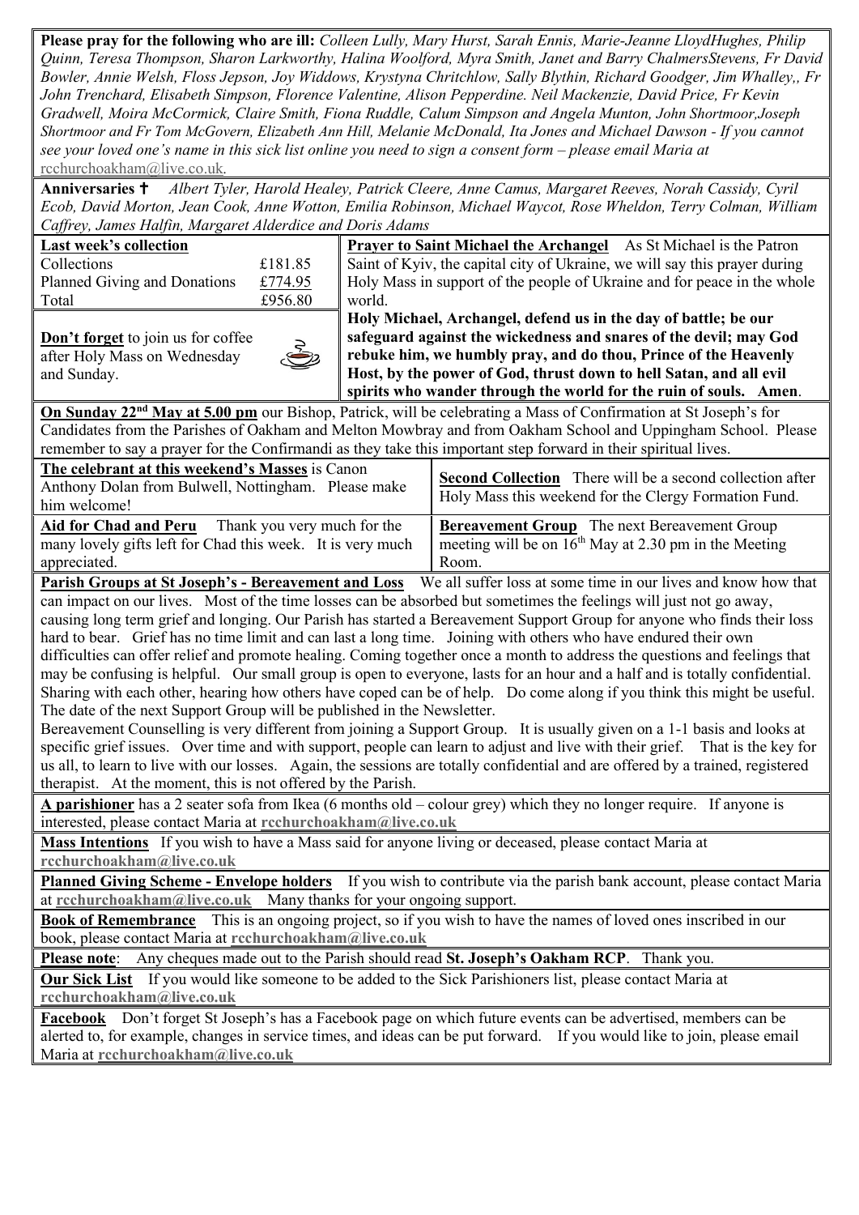**Please pray for the following who are ill:** *Colleen Lully, Mary Hurst, Sarah Ennis, Marie-Jeanne LloydHughes, Philip Quinn, Teresa Thompson, Sharon Larkworthy, Halina Woolford, Myra Smith, Janet and Barry ChalmersStevens, Fr David Bowler, Annie Welsh, Floss Jepson, Joy Widdows, Krystyna Chritchlow, Sally Blythin, Richard Goodger, Jim Whalley,, Fr John Trenchard, Elisabeth Simpson, Florence Valentine, Alison Pepperdine. Neil Mackenzie, David Price, Fr Kevin Gradwell, Moira McCormick, Claire Smith, Fiona Ruddle, Calum Simpson and Angela Munton, John Shortmoor,Joseph Shortmoor and Fr Tom McGovern, Elizabeth Ann Hill, Melanie McDonald, Ita Jones and Michael Dawson - If you cannot see your loved one's name in this sick list online you need to sign a consent form – please email Maria at* rcchurchoakham@live.co.uk.

**Anniversaries ✝** *Albert Tyler, Harold Healey, Patrick Cleere, Anne Camus, Margaret Reeves, Norah Cassidy, Cyril Ecob, David Morton, Jean Cook, Anne Wotton, Emilia Robinson, Michael Waycot, Rose Wheldon, Terry Colman, William Caffrey, James Halfin, Margaret Alderdice and Doris Adams*

**Last week's collection**

| | |
|---|---|
| Collections | £181.85 |
| Planned Giving and Donations | £774.95 |
| Total | £956.80 |

**Don't forget** to join us for coffee after Holy Mass on Wednesday and Sunday.

**Prayer to Saint Michael the Archangel** As St Michael is the Patron Saint of Kyiv, the capital city of Ukraine, we will say this prayer during Holy Mass in support of the people of Ukraine and for peace in the whole world.

**Holy Michael, Archangel, defend us in the day of battle; be our safeguard against the wickedness and snares of the devil; may God rebuke him, we humbly pray, and do thou, Prince of the Heavenly Host, by the power of God, thrust down to hell Satan, and all evil spirits who wander through the world for the ruin of souls. Amen**.

**On Sunday 22nd May at 5.00 pm** our Bishop, Patrick, will be celebrating a Mass of Confirmation at St Joseph's for Candidates from the Parishes of Oakham and Melton Mowbray and from Oakham School and Uppingham School. Please remember to say a prayer for the Confirmandi as they take this important step forward in their spiritual lives.

**The celebrant at this weekend's Masses** is Canon Anthony Dolan from Bulwell, Nottingham. Please make him welcome!

**Second Collection** There will be a second collection after Holy Mass this weekend for the Clergy Formation Fund.

**Aid for Chad and Peru** Thank you very much for the many lovely gifts left for Chad this week. It is very much appreciated.

**Bereavement Group** The next Bereavement Group meeting will be on 16th May at 2.30 pm in the Meeting Room.

**Parish Groups at St Joseph's - Bereavement and Loss** We all suffer loss at some time in our lives and know how that can impact on our lives. Most of the time losses can be absorbed but sometimes the feelings will just not go away, causing long term grief and longing. Our Parish has started a Bereavement Support Group for anyone who finds their loss hard to bear. Grief has no time limit and can last a long time. Joining with others who have endured their own difficulties can offer relief and promote healing. Coming together once a month to address the questions and feelings that may be confusing is helpful. Our small group is open to everyone, lasts for an hour and a half and is totally confidential. Sharing with each other, hearing how others have coped can be of help. Do come along if you think this might be useful. The date of the next Support Group will be published in the Newsletter.

Bereavement Counselling is very different from joining a Support Group. It is usually given on a 1-1 basis and looks at specific grief issues. Over time and with support, people can learn to adjust and live with their grief. That is the key for us all, to learn to live with our losses. Again, the sessions are totally confidential and are offered by a trained, registered therapist. At the moment, this is not offered by the Parish.

**A parishioner** has a 2 seater sofa from Ikea (6 months old – colour grey) which they no longer require. If anyone is interested, please contact Maria at **rcchurchoakham@live.co.uk**

**Mass Intentions** If you wish to have a Mass said for anyone living or deceased, please contact Maria at **rcchurchoakham@live.co.uk**

**Planned Giving Scheme - Envelope holders** If you wish to contribute via the parish bank account, please contact Maria at **rcchurchoakham@live.co.uk** Many thanks for your ongoing support.

**Book of Remembrance** This is an ongoing project, so if you wish to have the names of loved ones inscribed in our book, please contact Maria at **rcchurchoakham@live.co.uk**

**Please note**: Any cheques made out to the Parish should read **St. Joseph's Oakham RCP**. Thank you.

**Our Sick List** If you would like someone to be added to the Sick Parishioners list, please contact Maria at **rcchurchoakham@live.co.uk**

**Facebook** Don't forget St Joseph's has a Facebook page on which future events can be advertised, members can be alerted to, for example, changes in service times, and ideas can be put forward. If you would like to join, please email Maria at **rcchurchoakham@live.co.uk**